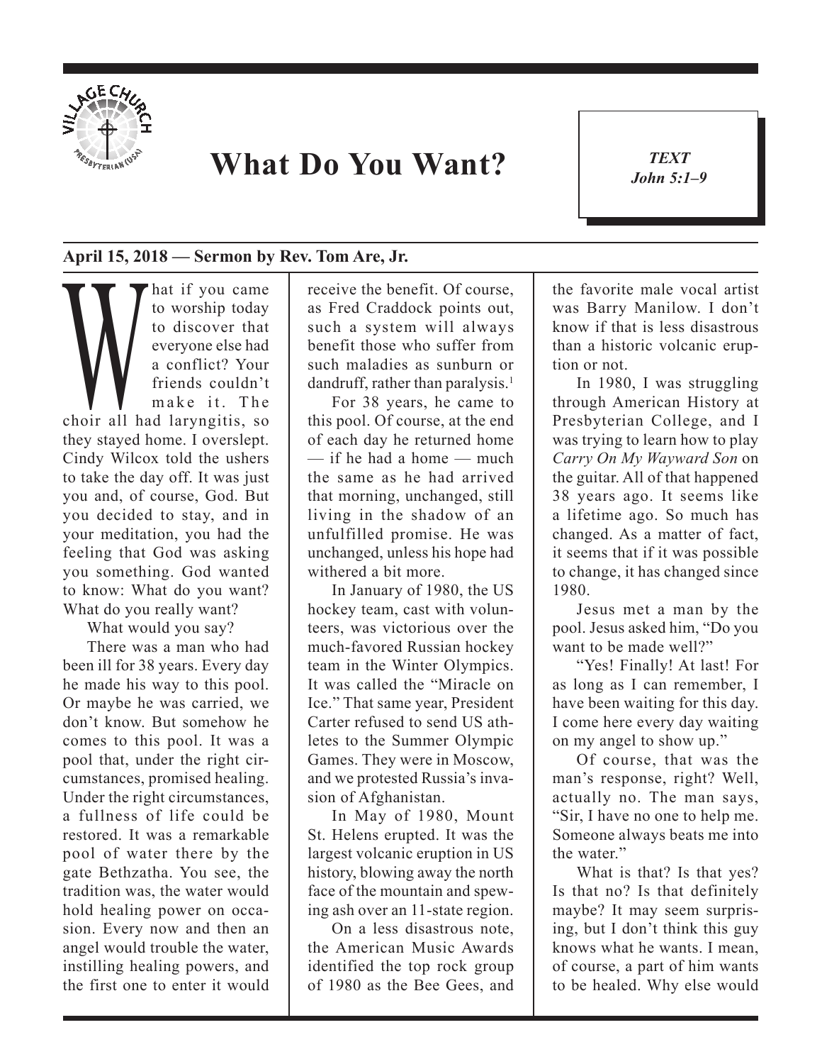# What Do You Want?

*TEXT*
*John 5:1–9*

**April 15, 2018 — Sermon by Rev. Tom Are, Jr.**

What if you came to worship today to discover that everyone else had a conflict? Your friends couldn't make it. The choir all had laryngitis, so they stayed home. I overslept. Cindy Wilcox told the ushers to take the day off. It was just you and, of course, God. But you decided to stay, and in your meditation, you had the feeling that God was asking you something. God wanted to know: What do you want? What do you really want?

What would you say?

There was a man who had been ill for 38 years. Every day he made his way to this pool. Or maybe he was carried, we don't know. But somehow he comes to this pool. It was a pool that, under the right circumstances, promised healing. Under the right circumstances, a fullness of life could be restored. It was a remarkable pool of water there by the gate Bethzatha. You see, the tradition was, the water would hold healing power on occasion. Every now and then an angel would trouble the water, instilling healing powers, and the first one to enter it would receive the benefit. Of course, as Fred Craddock points out, such a system will always benefit those who suffer from such maladies as sunburn or dandruff, rather than paralysis.[1]

For 38 years, he came to this pool. Of course, at the end of each day he returned home — if he had a home — much the same as he had arrived that morning, unchanged, still living in the shadow of an unfulfilled promise. He was unchanged, unless his hope had withered a bit more.

In January of 1980, the US hockey team, cast with volunteers, was victorious over the much-favored Russian hockey team in the Winter Olympics. It was called the "Miracle on Ice." That same year, President Carter refused to send US athletes to the Summer Olympic Games. They were in Moscow, and we protested Russia's invasion of Afghanistan.

In May of 1980, Mount St. Helens erupted. It was the largest volcanic eruption in US history, blowing away the north face of the mountain and spewing ash over an 11-state region.

On a less disastrous note, the American Music Awards identified the top rock group of 1980 as the Bee Gees, and the favorite male vocal artist was Barry Manilow. I don't know if that is less disastrous than a historic volcanic eruption or not.

In 1980, I was struggling through American History at Presbyterian College, and I was trying to learn how to play *Carry On My Wayward Son* on the guitar. All of that happened 38 years ago. It seems like a lifetime ago. So much has changed. As a matter of fact, it seems that if it was possible to change, it has changed since 1980.

Jesus met a man by the pool. Jesus asked him, "Do you want to be made well?"

"Yes! Finally! At last! For as long as I can remember, I have been waiting for this day. I come here every day waiting on my angel to show up."

Of course, that was the man's response, right? Well, actually no. The man says, "Sir, I have no one to help me. Someone always beats me into the water."

What is that? Is that yes? Is that no? Is that definitely maybe? It may seem surprising, but I don't think this guy knows what he wants. I mean, of course, a part of him wants to be healed. Why else would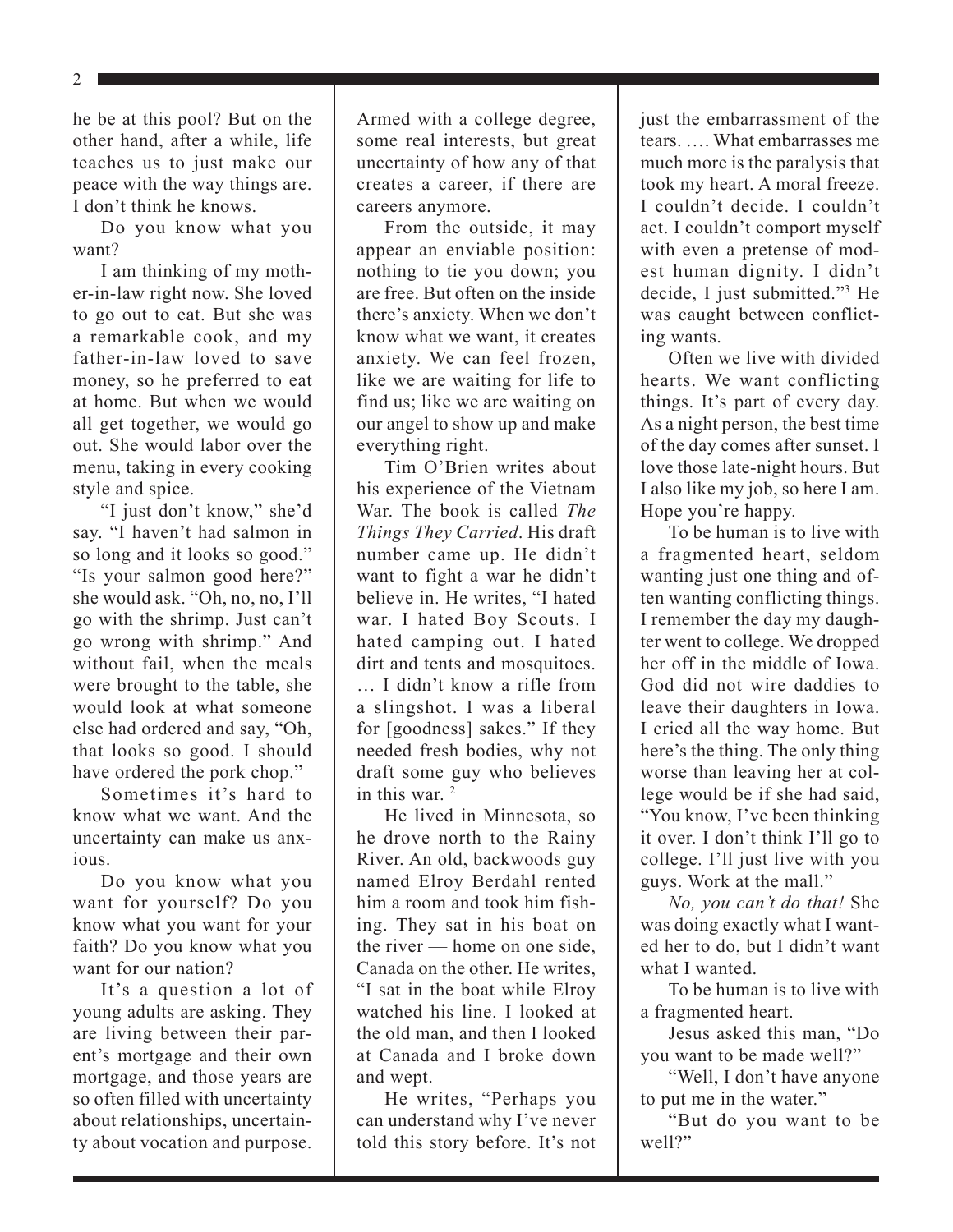he be at this pool? But on the other hand, after a while, life teaches us to just make our peace with the way things are. I don't think he knows.

Do you know what you want?

I am thinking of my mother-in-law right now. She loved to go out to eat. But she was a remarkable cook, and my father-in-law loved to save money, so he preferred to eat at home. But when we would all get together, we would go out. She would labor over the menu, taking in every cooking style and spice.

"I just don't know," she'd say. "I haven't had salmon in so long and it looks so good." "Is your salmon good here?" she would ask. "Oh, no, no, I'll go with the shrimp. Just can't go wrong with shrimp." And without fail, when the meals were brought to the table, she would look at what someone else had ordered and say, "Oh, that looks so good. I should have ordered the pork chop."

Sometimes it's hard to know what we want. And the uncertainty can make us anxious.

Do you know what you want for yourself? Do you know what you want for your faith? Do you know what you want for our nation?

It's a question a lot of young adults are asking. They are living between their parent's mortgage and their own mortgage, and those years are so often filled with uncertainty about relationships, uncertainty about vocation and purpose. Armed with a college degree, some real interests, but great uncertainty of how any of that creates a career, if there are careers anymore.

From the outside, it may appear an enviable position: nothing to tie you down; you are free. But often on the inside there's anxiety. When we don't know what we want, it creates anxiety. We can feel frozen, like we are waiting for life to find us; like we are waiting on our angel to show up and make everything right.

Tim O'Brien writes about his experience of the Vietnam War. The book is called *The Things They Carried*. His draft number came up. He didn't want to fight a war he didn't believe in. He writes, "I hated war. I hated Boy Scouts. I hated camping out. I hated dirt and tents and mosquitoes. … I didn't know a rifle from a slingshot. I was a liberal for [goodness] sakes." If they needed fresh bodies, why not draft some guy who believes in this war. [2]

He lived in Minnesota, so he drove north to the Rainy River. An old, backwoods guy named Elroy Berdahl rented him a room and took him fishing. They sat in his boat on the river — home on one side, Canada on the other. He writes, "I sat in the boat while Elroy watched his line. I looked at the old man, and then I looked at Canada and I broke down and wept.

He writes, "Perhaps you can understand why I've never told this story before. It's not just the embarrassment of the tears. …. What embarrasses me much more is the paralysis that took my heart. A moral freeze. I couldn't decide. I couldn't act. I couldn't comport myself with even a pretense of modest human dignity. I didn't decide, I just submitted."[3] He was caught between conflicting wants.

Often we live with divided hearts. We want conflicting things. It's part of every day. As a night person, the best time of the day comes after sunset. I love those late-night hours. But I also like my job, so here I am. Hope you're happy.

To be human is to live with a fragmented heart, seldom wanting just one thing and often wanting conflicting things. I remember the day my daughter went to college. We dropped her off in the middle of Iowa. God did not wire daddies to leave their daughters in Iowa. I cried all the way home. But here's the thing. The only thing worse than leaving her at college would be if she had said, "You know, I've been thinking it over. I don't think I'll go to college. I'll just live with you guys. Work at the mall."

*No, you can't do that!* She was doing exactly what I wanted her to do, but I didn't want what I wanted.

To be human is to live with a fragmented heart.

Jesus asked this man, "Do you want to be made well?"

"Well, I don't have anyone to put me in the water."

"But do you want to be well?"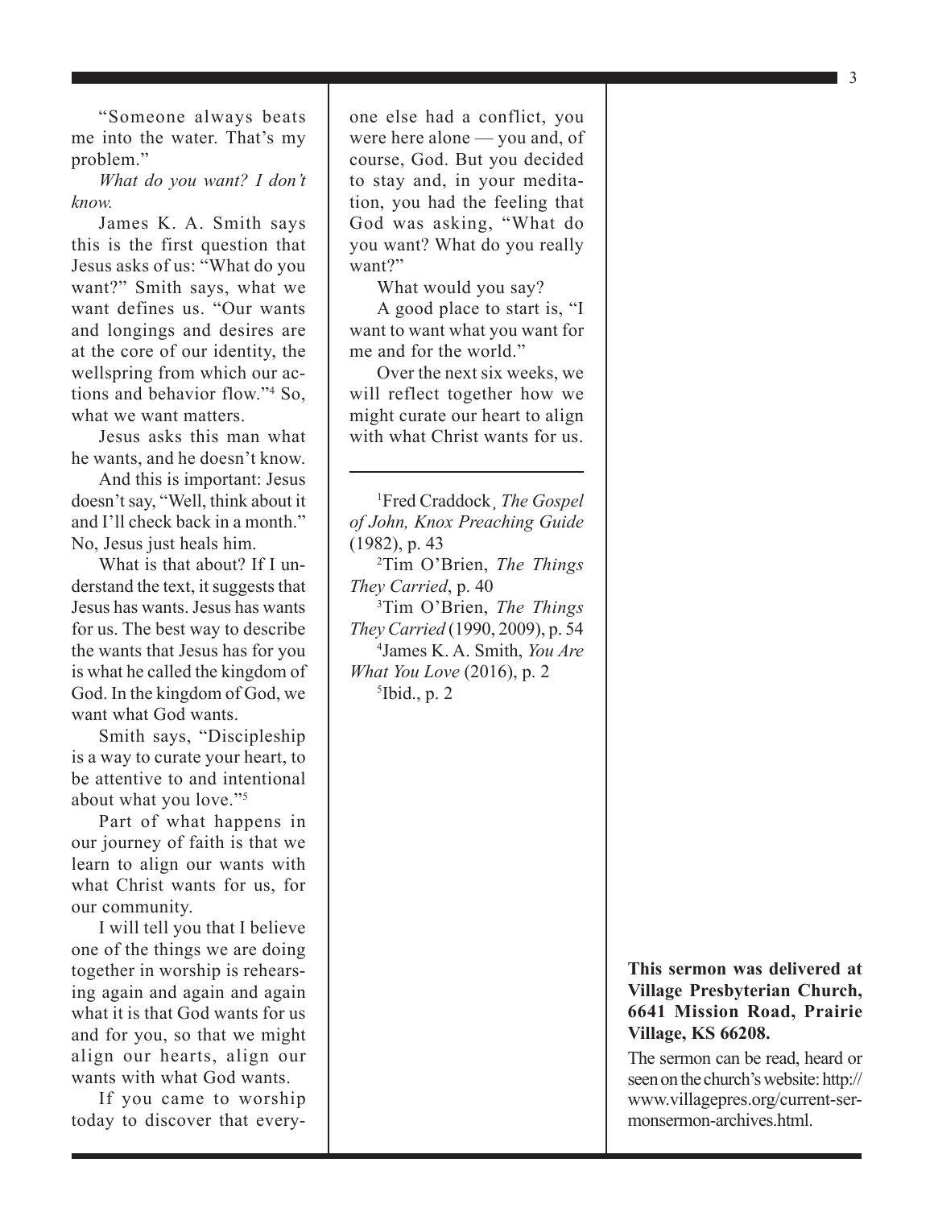"Someone always beats me into the water. That's my problem."

*What do you want? I don't know.*

James K. A. Smith says this is the first question that Jesus asks of us: "What do you want?" Smith says, what we want defines us. "Our wants and longings and desires are at the core of our identity, the wellspring from which our actions and behavior flow."[4] So, what we want matters.

Jesus asks this man what he wants, and he doesn't know.

And this is important: Jesus doesn't say, "Well, think about it and I'll check back in a month." No, Jesus just heals him.

What is that about? If I understand the text, it suggests that Jesus has wants. Jesus has wants for us. The best way to describe the wants that Jesus has for you is what he called the kingdom of God. In the kingdom of God, we want what God wants.

Smith says, "Discipleship is a way to curate your heart, to be attentive to and intentional about what you love."[5]

Part of what happens in our journey of faith is that we learn to align our wants with what Christ wants for us, for our community.

I will tell you that I believe one of the things we are doing together in worship is rehearsing again and again and again what it is that God wants for us and for you, so that we might align our hearts, align our wants with what God wants.

If you came to worship today to discover that everyone else had a conflict, you were here alone — you and, of course, God. But you decided to stay and, in your meditation, you had the feeling that God was asking, "What do you want? What do you really want?"

What would you say?

A good place to start is, "I want to want what you want for me and for the world."

Over the next six weeks, we will reflect together how we might curate our heart to align with what Christ wants for us.

---

[1]Fred Craddock¸ *The Gospel of John, Knox Preaching Guide* (1982), p. 43

[2]Tim O'Brien, *The Things They Carried*, p. 40

[3]Tim O'Brien, *The Things They Carried* (1990, 2009), p. 54

[4]James K. A. Smith, *You Are What You Love* (2016), p. 2

[5]Ibid., p. 2

**This sermon was delivered at Village Presbyterian Church, 6641 Mission Road, Prairie Village, KS 66208.**

The sermon can be read, heard or seen on the church's website: http://www.villagepres.org/current-sermonsermon-archives.html.